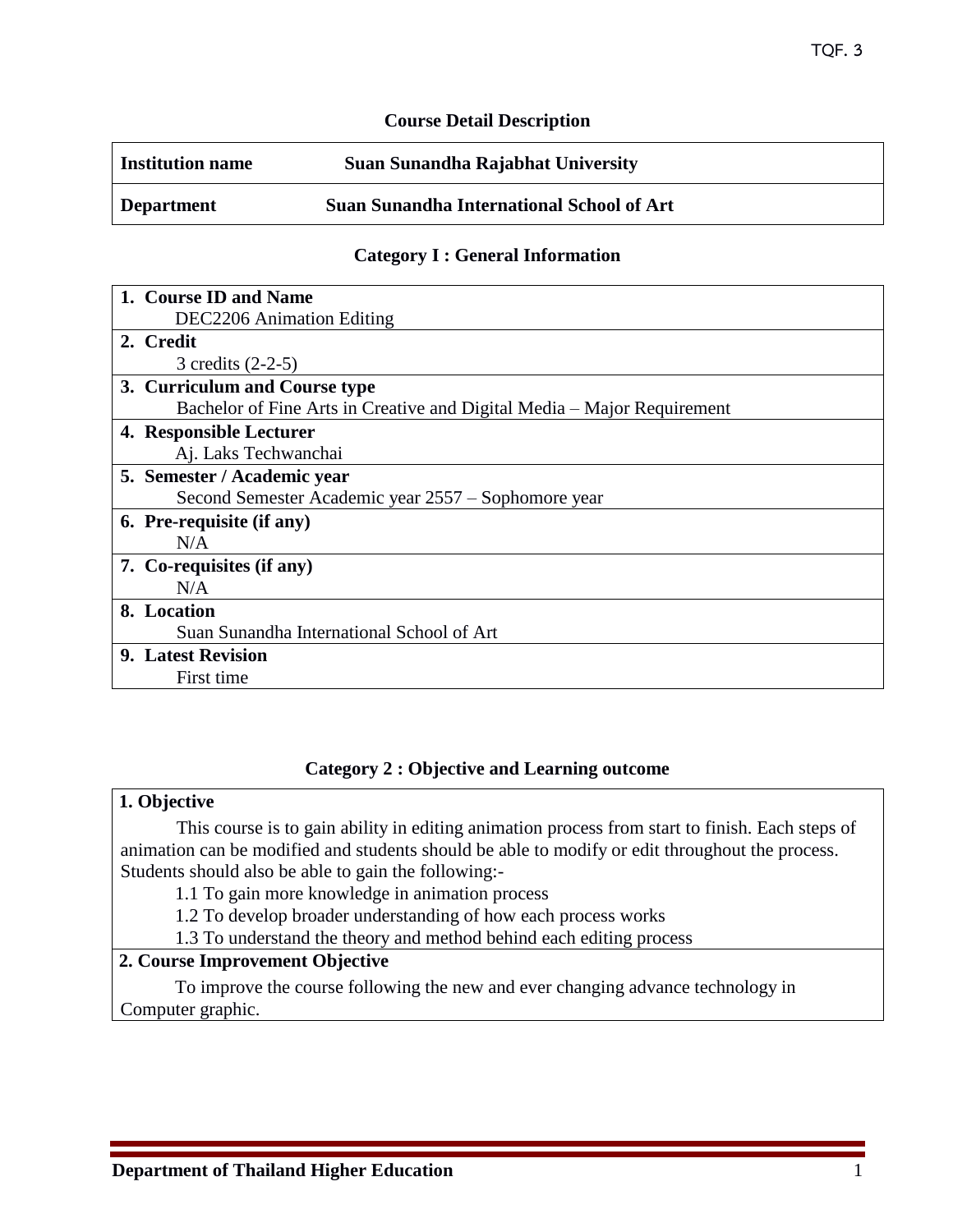# Course Detail Description

| **Institution name** | **Suan Sunandha Rajabhat University** |
|---|---|
| **Department** | **Suan Sunandha International School of Art** |

## Category I : General Information

**1. Course ID and Name**

DEC2206 Animation Editing

**2. Credit**

3 credits (2-2-5)

**3. Curriculum and Course type**

Bachelor of Fine Arts in Creative and Digital Media – Major Requirement

**4. Responsible Lecturer**

Aj. Laks Techwanchai

**5. Semester / Academic year**

Second Semester Academic year 2557 – Sophomore year

**6. Pre-requisite (if any)**

N/A

**7. Co-requisites (if any)**

N/A

**8. Location**

Suan Sunandha International School of Art

**9. Latest Revision**

First time

## Category 2 : Objective and Learning outcome

**1. Objective**

This course is to gain ability in editing animation process from start to finish. Each steps of animation can be modified and students should be able to modify or edit throughout the process. Students should also be able to gain the following:-

1.1 To gain more knowledge in animation process
1.2 To develop broader understanding of how each process works
1.3 To understand the theory and method behind each editing process

**2. Course Improvement Objective**

To improve the course following the new and ever changing advance technology in Computer graphic.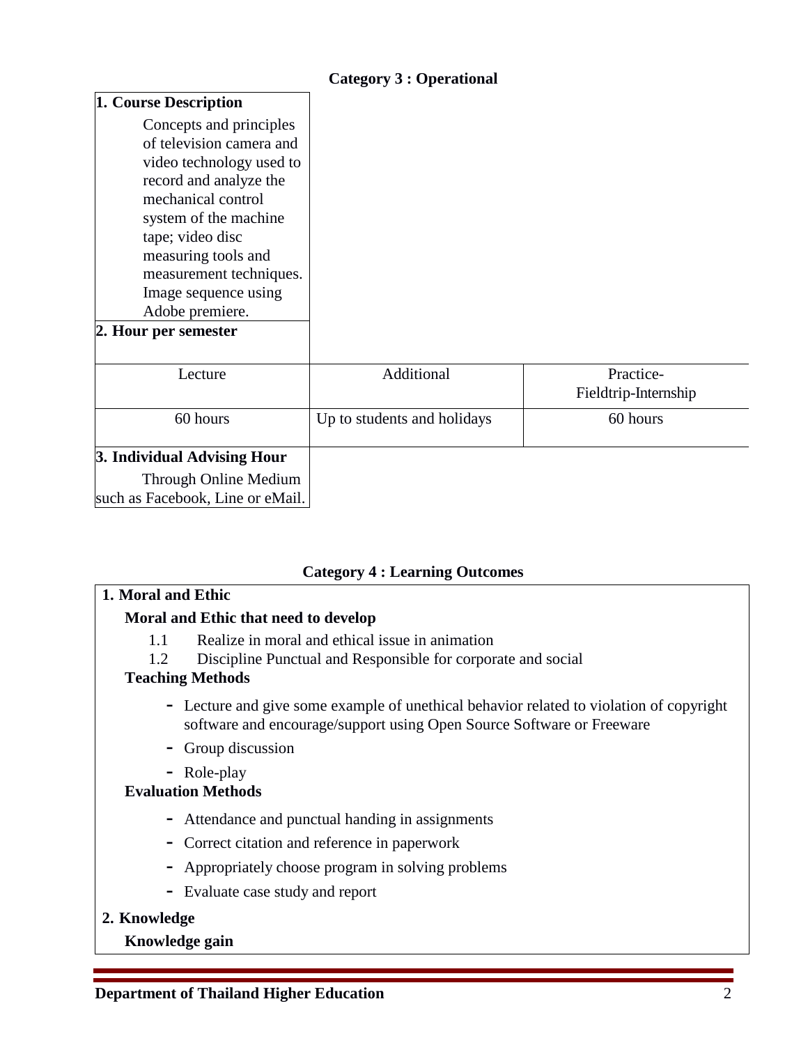## Category 3 : Operational

**1. Course Description**

Concepts and principles of television camera and video technology used to record and analyze the mechanical control system of the machine tape; video disc measuring tools and measurement techniques. Image sequence using Adobe premiere.

**2. Hour per semester**

| Lecture | Additional | Practice-Fieldtrip-Internship |
|---|---|---|
| 60 hours | Up to students and holidays | 60 hours |

**3. Individual Advising Hour**

Through Online Medium such as Facebook, Line or eMail.

## Category 4 : Learning Outcomes

**1. Moral and Ethic**

**Moral and Ethic that need to develop**

1.1 Realize in moral and ethical issue in animation
1.2 Discipline Punctual and Responsible for corporate and social

**Teaching Methods**

- Lecture and give some example of unethical behavior related to violation of copyright software and encourage/support using Open Source Software or Freeware
- Group discussion
- Role-play

**Evaluation Methods**

- Attendance and punctual handing in assignments
- Correct citation and reference in paperwork
- Appropriately choose program in solving problems
- Evaluate case study and report

**2. Knowledge**

**Knowledge gain**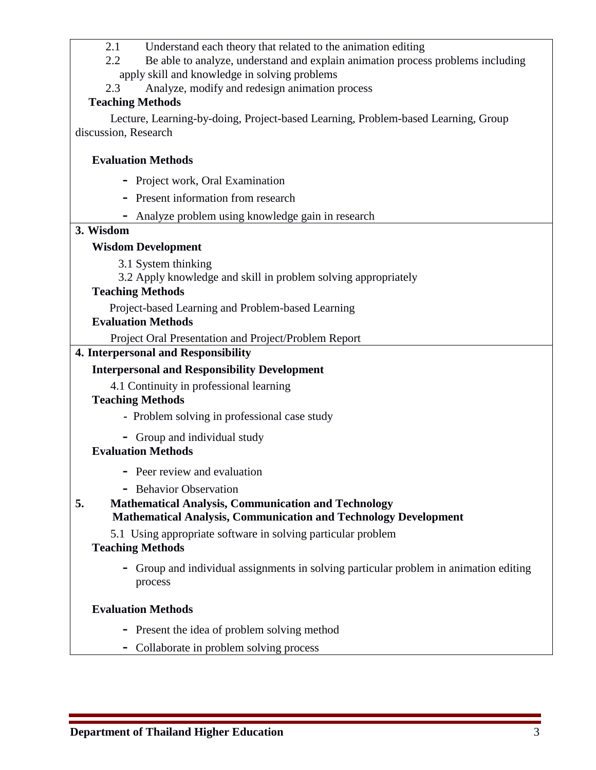2.1 Understand each theory that related to the animation editing

2.2 Be able to analyze, understand and explain animation process problems including apply skill and knowledge in solving problems

2.3 Analyze, modify and redesign animation process

**Teaching Methods**

Lecture, Learning-by-doing, Project-based Learning, Problem-based Learning, Group discussion, Research

**Evaluation Methods**

- Project work, Oral Examination
- Present information from research
- Analyze problem using knowledge gain in research

**3. Wisdom**

**Wisdom Development**

3.1 System thinking

3.2 Apply knowledge and skill in problem solving appropriately

**Teaching Methods**

Project-based Learning and Problem-based Learning

**Evaluation Methods**

Project Oral Presentation and Project/Problem Report

**4. Interpersonal and Responsibility**

**Interpersonal and Responsibility Development**

4.1 Continuity in professional learning

**Teaching Methods**

- Problem solving in professional case study
- Group and individual study

**Evaluation Methods**

- Peer review and evaluation
- Behavior Observation

**5. Mathematical Analysis, Communication and Technology**

**Mathematical Analysis, Communication and Technology Development**

5.1 Using appropriate software in solving particular problem

**Teaching Methods**

- Group and individual assignments in solving particular problem in animation editing process

**Evaluation Methods**

- Present the idea of problem solving method
- Collaborate in problem solving process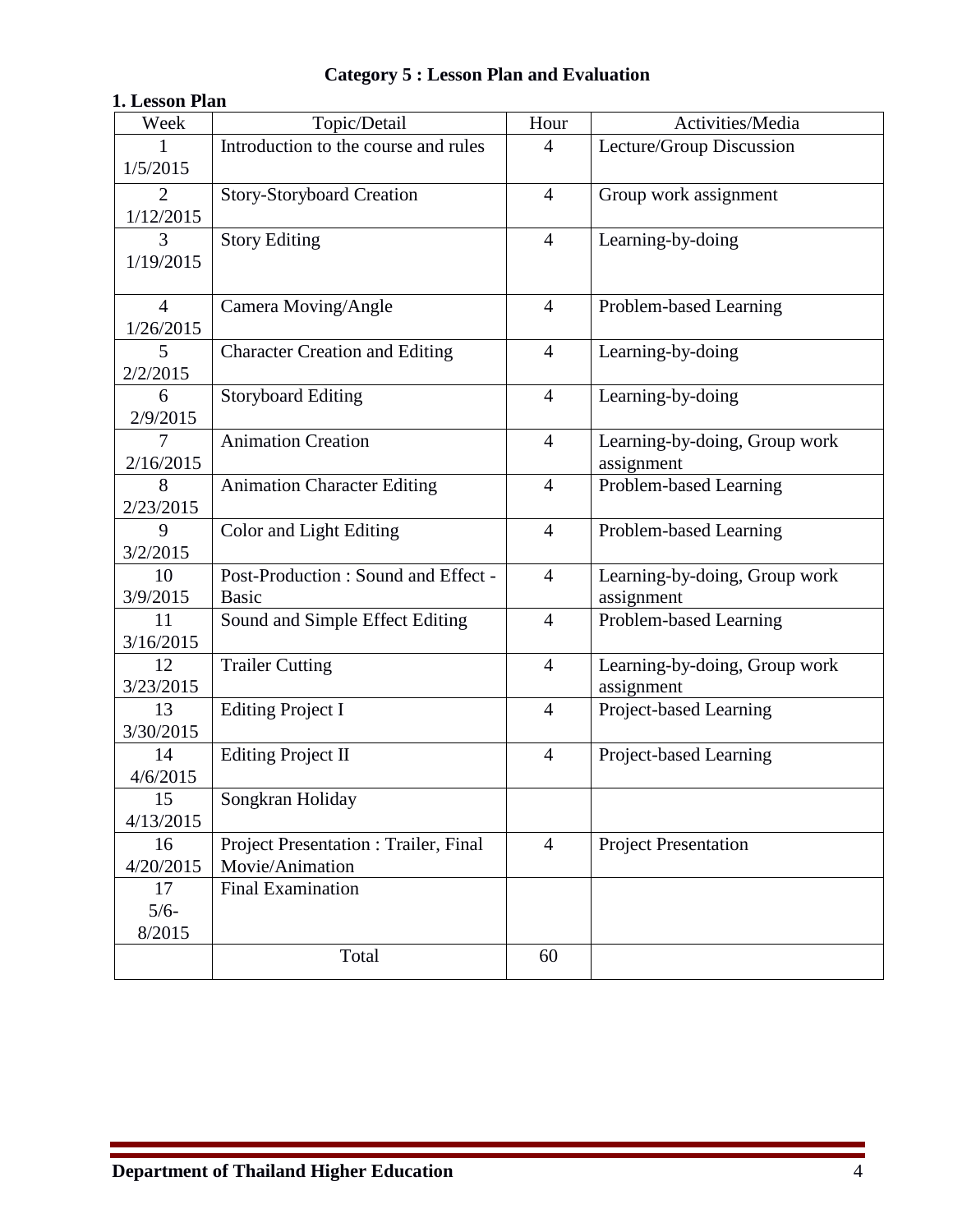## Category 5 : Lesson Plan and Evaluation

### 1. Lesson Plan

| Week | Topic/Detail | Hour | Activities/Media |
|---|---|---|---|
| 1<br>1/5/2015 | Introduction to the course and rules | 4 | Lecture/Group Discussion |
| 2<br>1/12/2015 | Story-Storyboard Creation | 4 | Group work assignment |
| 3<br>1/19/2015 | Story Editing | 4 | Learning-by-doing |
| 4<br>1/26/2015 | Camera Moving/Angle | 4 | Problem-based Learning |
| 5<br>2/2/2015 | Character Creation and Editing | 4 | Learning-by-doing |
| 6<br>2/9/2015 | Storyboard Editing | 4 | Learning-by-doing |
| 7<br>2/16/2015 | Animation Creation | 4 | Learning-by-doing, Group work assignment |
| 8<br>2/23/2015 | Animation Character Editing | 4 | Problem-based Learning |
| 9<br>3/2/2015 | Color and Light Editing | 4 | Problem-based Learning |
| 10<br>3/9/2015 | Post-Production : Sound and Effect - Basic | 4 | Learning-by-doing, Group work assignment |
| 11<br>3/16/2015 | Sound and Simple Effect Editing | 4 | Problem-based Learning |
| 12<br>3/23/2015 | Trailer Cutting | 4 | Learning-by-doing, Group work assignment |
| 13<br>3/30/2015 | Editing Project I | 4 | Project-based Learning |
| 14<br>4/6/2015 | Editing Project II | 4 | Project-based Learning |
| 15<br>4/13/2015 | Songkran Holiday | | |
| 16<br>4/20/2015 | Project Presentation : Trailer, Final Movie/Animation | 4 | Project Presentation |
| 17<br>5/6-8/2015 | Final Examination | | |
| | Total | 60 | |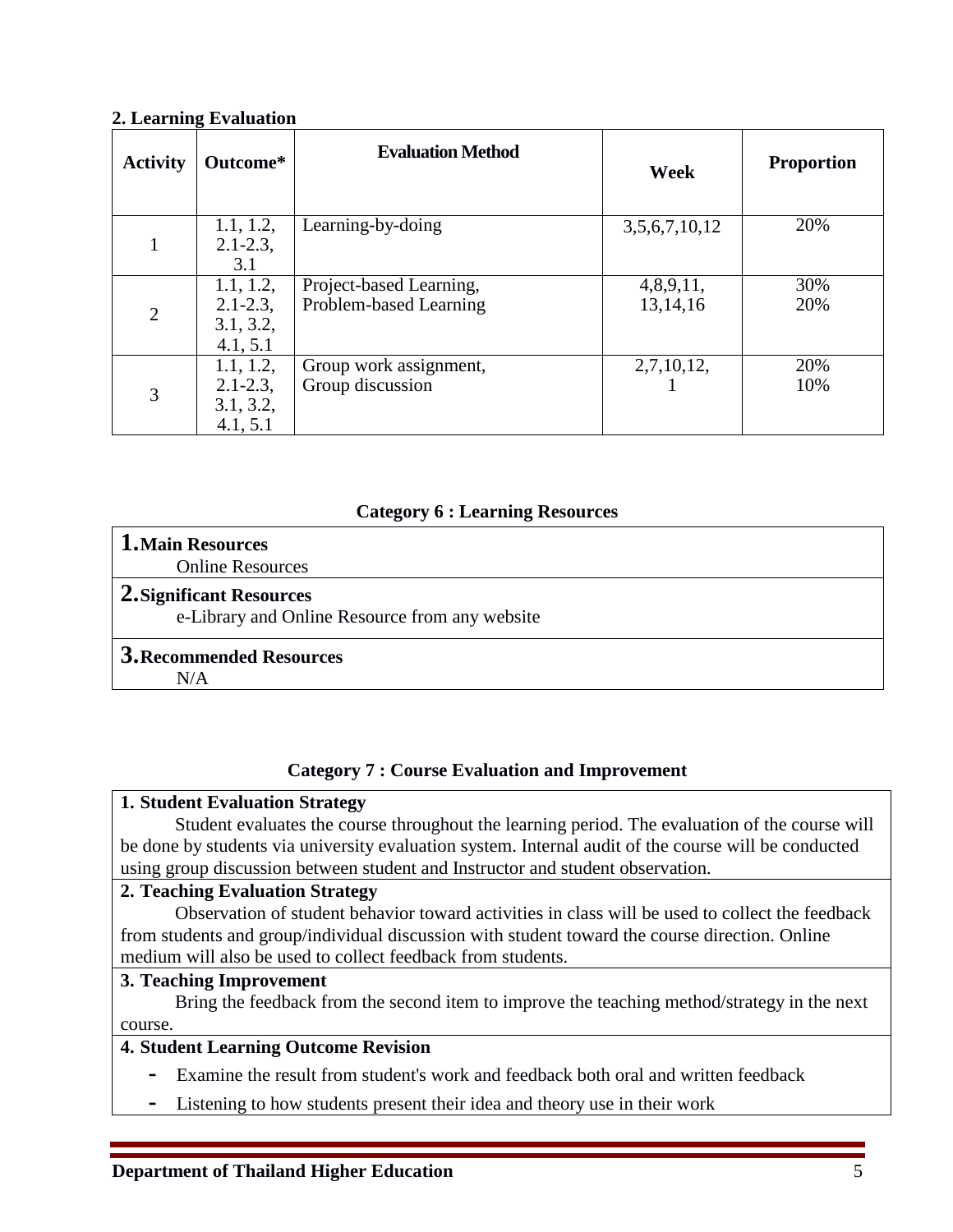**2. Learning Evaluation**

| Activity | Outcome* | Evaluation Method | Week | Proportion |
|---|---|---|---|---|
| 1 | 1.1, 1.2, 2.1-2.3, 3.1 | Learning-by-doing | 3,5,6,7,10,12 | 20% |
| 2 | 1.1, 1.2, 2.1-2.3, 3.1, 3.2, 4.1, 5.1 | Project-based Learning, Problem-based Learning | 4,8,9,11, 13,14,16 | 30% 20% |
| 3 | 1.1, 1.2, 2.1-2.3, 3.1, 3.2, 4.1, 5.1 | Group work assignment, Group discussion | 2,7,10,12, 1 | 20% 10% |

## Category 6 : Learning Resources

**1. Main Resources**

Online Resources

**2. Significant Resources**

e-Library and Online Resource from any website

**3. Recommended Resources**

N/A

## Category 7 : Course Evaluation and Improvement

**1. Student Evaluation Strategy**

Student evaluates the course throughout the learning period. The evaluation of the course will be done by students via university evaluation system. Internal audit of the course will be conducted using group discussion between student and Instructor and student observation.

**2. Teaching Evaluation Strategy**

Observation of student behavior toward activities in class will be used to collect the feedback from students and group/individual discussion with student toward the course direction. Online medium will also be used to collect feedback from students.

**3. Teaching Improvement**

Bring the feedback from the second item to improve the teaching method/strategy in the next course.

**4. Student Learning Outcome Revision**

- Examine the result from student's work and feedback both oral and written feedback
- Listening to how students present their idea and theory use in their work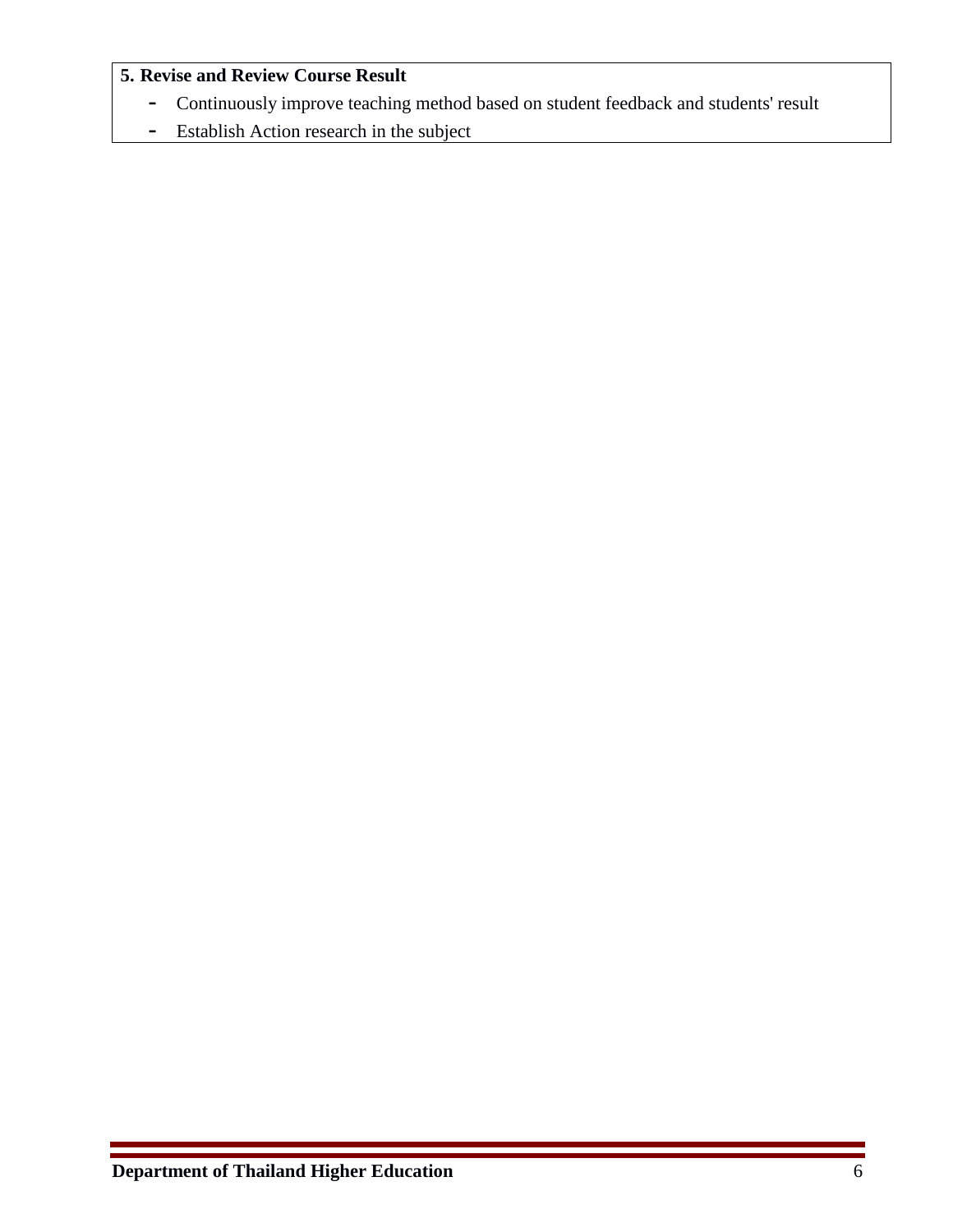**5. Revise and Review Course Result**

- Continuously improve teaching method based on student feedback and students' result
- Establish Action research in the subject